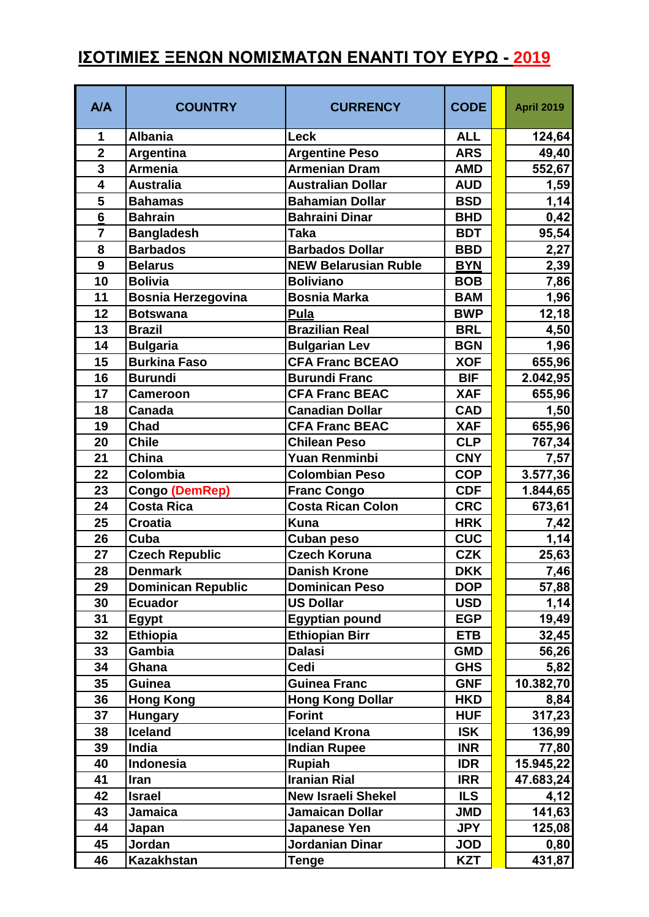# ΙΣΟΤΙΜΙΕΣ ΞΕΝΩΝ ΝΟΜΙΣΜΑΤΩΝ ΕΝΑΝΤΙ ΤΟΥ ΕΥΡΩ - 2019

| A/A | COUNTRY | CURRENCY | CODE | | April 2019 |
|---|---|---|---|---|---|
| 1 | Albania | Leck | ALL | | 124,64 |
| 2 | Argentina | Argentine Peso | ARS | | 49,40 |
| 3 | Armenia | Armenian Dram | AMD | | 552,67 |
| 4 | Australia | Australian Dollar | AUD | | 1,59 |
| 5 | Bahamas | Bahamian Dollar | BSD | | 1,14 |
| 6 | Bahrain | Bahraini Dinar | BHD | | 0,42 |
| 7 | Bangladesh | Taka | BDT | | 95,54 |
| 8 | Barbados | Barbados Dollar | BBD | | 2,27 |
| 9 | Belarus | NEW Belarusian Ruble | BYN | | 2,39 |
| 10 | Bolivia | Boliviano | BOB | | 7,86 |
| 11 | Bosnia Herzegovina | Bosnia Marka | BAM | | 1,96 |
| 12 | Botswana | Pula | BWP | | 12,18 |
| 13 | Brazil | Brazilian Real | BRL | | 4,50 |
| 14 | Bulgaria | Bulgarian Lev | BGN | | 1,96 |
| 15 | Burkina Faso | CFA Franc BCEAO | XOF | | 655,96 |
| 16 | Burundi | Burundi Franc | BIF | | 2.042,95 |
| 17 | Cameroon | CFA Franc BEAC | XAF | | 655,96 |
| 18 | Canada | Canadian Dollar | CAD | | 1,50 |
| 19 | Chad | CFA Franc BEAC | XAF | | 655,96 |
| 20 | Chile | Chilean Peso | CLP | | 767,34 |
| 21 | China | Yuan Renminbi | CNY | | 7,57 |
| 22 | Colombia | Colombian Peso | COP | | 3.577,36 |
| 23 | Congo (DemRep) | Franc Congo | CDF | | 1.844,65 |
| 24 | Costa Rica | Costa Rican Colon | CRC | | 673,61 |
| 25 | Croatia | Kuna | HRK | | 7,42 |
| 26 | Cuba | Cuban peso | CUC | | 1,14 |
| 27 | Czech Republic | Czech Koruna | CZK | | 25,63 |
| 28 | Denmark | Danish Krone | DKK | | 7,46 |
| 29 | Dominican Republic | Dominican Peso | DOP | | 57,88 |
| 30 | Ecuador | US Dollar | USD | | 1,14 |
| 31 | Egypt | Egyptian pound | EGP | | 19,49 |
| 32 | Ethiopia | Ethiopian Birr | ETB | | 32,45 |
| 33 | Gambia | Dalasi | GMD | | 56,26 |
| 34 | Ghana | Cedi | GHS | | 5,82 |
| 35 | Guinea | Guinea Franc | GNF | | 10.382,70 |
| 36 | Hong Kong | Hong Kong Dollar | HKD | | 8,84 |
| 37 | Hungary | Forint | HUF | | 317,23 |
| 38 | Iceland | Iceland Krona | ISK | | 136,99 |
| 39 | India | Indian Rupee | INR | | 77,80 |
| 40 | Indonesia | Rupiah | IDR | | 15.945,22 |
| 41 | Iran | Iranian Rial | IRR | | 47.683,24 |
| 42 | Israel | New Israeli Shekel | ILS | | 4,12 |
| 43 | Jamaica | Jamaican Dollar | JMD | | 141,63 |
| 44 | Japan | Japanese Yen | JPY | | 125,08 |
| 45 | Jordan | Jordanian Dinar | JOD | | 0,80 |
| 46 | Kazakhstan | Tenge | KZT | | 431,87 |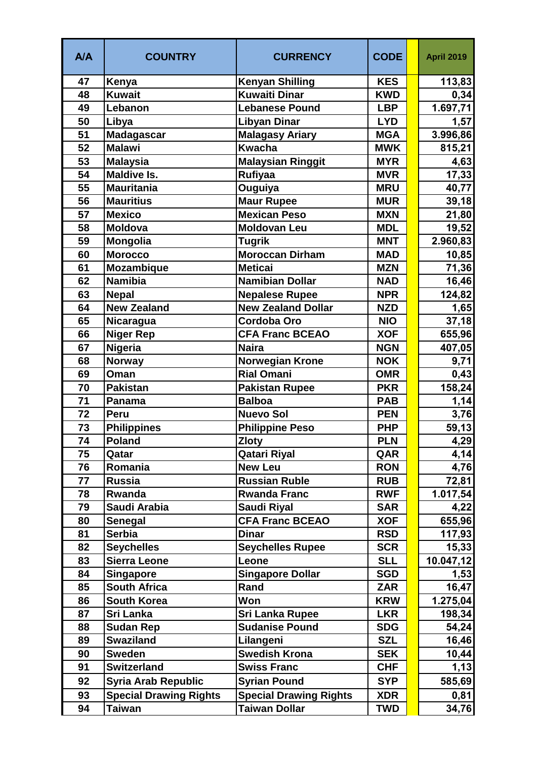| A/A | COUNTRY | CURRENCY | CODE | | April 2019 |
|---|---|---|---|---|---|
| 47 | Kenya | Kenyan Shilling | KES | | 113,83 |
| 48 | Kuwait | Kuwaiti Dinar | KWD | | 0,34 |
| 49 | Lebanon | Lebanese Pound | LBP | | 1.697,71 |
| 50 | Libya | Libyan Dinar | LYD | | 1,57 |
| 51 | Madagascar | Malagasy Ariary | MGA | | 3.996,86 |
| 52 | Malawi | Kwacha | MWK | | 815,21 |
| 53 | Malaysia | Malaysian Ringgit | MYR | | 4,63 |
| 54 | Maldive Is. | Rufiyaa | MVR | | 17,33 |
| 55 | Mauritania | Ouguiya | MRU | | 40,77 |
| 56 | Mauritius | Maur Rupee | MUR | | 39,18 |
| 57 | Mexico | Mexican Peso | MXN | | 21,80 |
| 58 | Moldova | Moldovan Leu | MDL | | 19,52 |
| 59 | Mongolia | Tugrik | MNT | | 2.960,83 |
| 60 | Morocco | Moroccan Dirham | MAD | | 10,85 |
| 61 | Mozambique | Meticai | MZN | | 71,36 |
| 62 | Namibia | Namibian Dollar | NAD | | 16,46 |
| 63 | Nepal | Nepalese Rupee | NPR | | 124,82 |
| 64 | New Zealand | New Zealand Dollar | NZD | | 1,65 |
| 65 | Nicaragua | Cordoba Oro | NIO | | 37,18 |
| 66 | Niger Rep | CFA Franc BCEAO | XOF | | 655,96 |
| 67 | Nigeria | Naira | NGN | | 407,05 |
| 68 | Norway | Norwegian Krone | NOK | | 9,71 |
| 69 | Oman | Rial Omani | OMR | | 0,43 |
| 70 | Pakistan | Pakistan Rupee | PKR | | 158,24 |
| 71 | Panama | Balboa | PAB | | 1,14 |
| 72 | Peru | Nuevo Sol | PEN | | 3,76 |
| 73 | Philippines | Philippine Peso | PHP | | 59,13 |
| 74 | Poland | Zloty | PLN | | 4,29 |
| 75 | Qatar | Qatari Riyal | QAR | | 4,14 |
| 76 | Romania | New Leu | RON | | 4,76 |
| 77 | Russia | Russian Ruble | RUB | | 72,81 |
| 78 | Rwanda | Rwanda Franc | RWF | | 1.017,54 |
| 79 | Saudi Arabia | Saudi Riyal | SAR | | 4,22 |
| 80 | Senegal | CFA Franc BCEAO | XOF | | 655,96 |
| 81 | Serbia | Dinar | RSD | | 117,93 |
| 82 | Seychelles | Seychelles Rupee | SCR | | 15,33 |
| 83 | Sierra Leone | Leone | SLL | | 10.047,12 |
| 84 | Singapore | Singapore Dollar | SGD | | 1,53 |
| 85 | South Africa | Rand | ZAR | | 16,47 |
| 86 | South Korea | Won | KRW | | 1.275,04 |
| 87 | Sri Lanka | Sri Lanka Rupee | LKR | | 198,34 |
| 88 | Sudan Rep | Sudanise Pound | SDG | | 54,24 |
| 89 | Swaziland | Lilangeni | SZL | | 16,46 |
| 90 | Sweden | Swedish Krona | SEK | | 10,44 |
| 91 | Switzerland | Swiss Franc | CHF | | 1,13 |
| 92 | Syria Arab Republic | Syrian Pound | SYP | | 585,69 |
| 93 | Special Drawing Rights | Special Drawing Rights | XDR | | 0,81 |
| 94 | Taiwan | Taiwan Dollar | TWD | | 34,76 |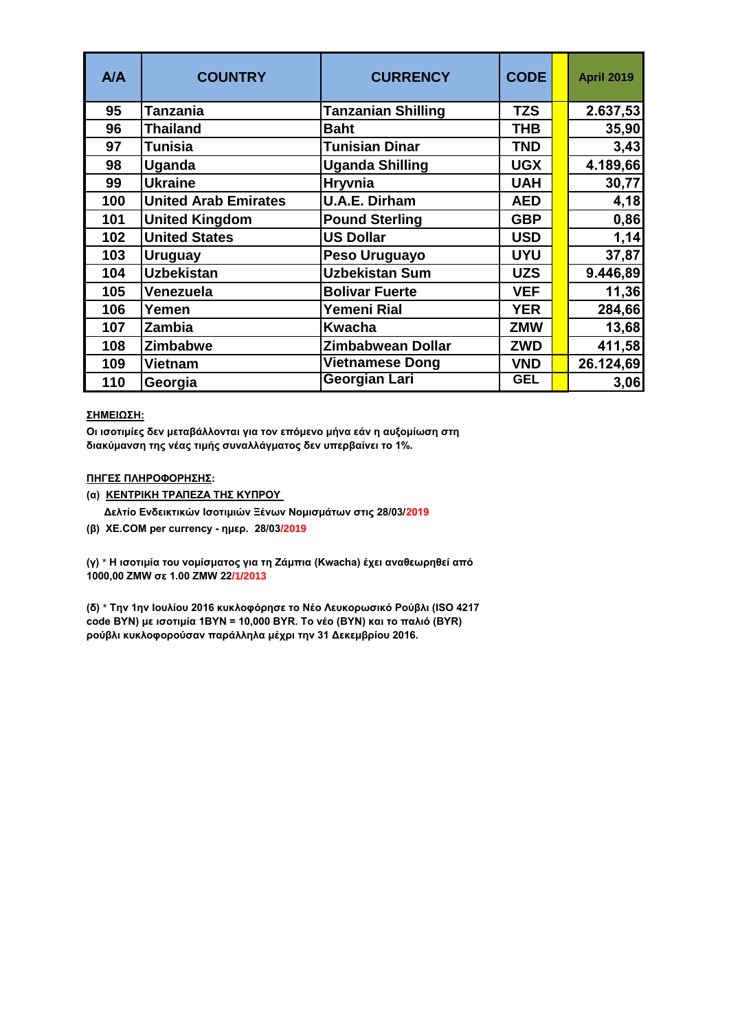| A/A | COUNTRY | CURRENCY | CODE | | April 2019 |
|---|---|---|---|---|---|
| 95 | Tanzania | Tanzanian Shilling | TZS | | 2.637,53 |
| 96 | Thailand | Baht | THB | | 35,90 |
| 97 | Tunisia | Tunisian Dinar | TND | | 3,43 |
| 98 | Uganda | Uganda Shilling | UGX | | 4.189,66 |
| 99 | Ukraine | Hryvnia | UAH | | 30,77 |
| 100 | United Arab Emirates | U.A.E. Dirham | AED | | 4,18 |
| 101 | United Kingdom | Pound Sterling | GBP | | 0,86 |
| 102 | United States | US Dollar | USD | | 1,14 |
| 103 | Uruguay | Peso Uruguayo | UYU | | 37,87 |
| 104 | Uzbekistan | Uzbekistan Sum | UZS | | 9.446,89 |
| 105 | Venezuela | Bolivar Fuerte | VEF | | 11,36 |
| 106 | Yemen | Yemeni Rial | YER | | 284,66 |
| 107 | Zambia | Kwacha | ZMW | | 13,68 |
| 108 | Zimbabwe | Zimbabwean Dollar | ZWD | | 411,58 |
| 109 | Vietnam | Vietnamese Dong | VND | | 26.124,69 |
| 110 | Georgia | Georgian Lari | GEL | | 3,06 |

**ΣΗΜΕΙΩΣΗ:**

**Οι ισοτιμίες δεν μεταβάλλονται για τον επόμενο μήνα εάν η αυξομίωση στη διακύμανση της νέας τιμής συναλλάγματος δεν υπερβαίνει το 1%.**

**ΠΗΓΕΣ ΠΛΗΡΟΦΟΡΗΣΗΣ:**

**(α) ΚΕΝΤΡΙΚΗ ΤΡΑΠΕΖΑ ΤΗΣ ΚΥΠΡΟΥ**

**Δελτίο Ενδεικτικών Ισοτιμιών Ξένων Νομισμάτων στις 28/03/2019**

**(β) XE.COM per currency - ημερ. 28/03/2019**

**(γ) * Η ισοτιμία του νομίσματος για τη Ζάμπια (Kwacha) έχει αναθεωρηθεί από 1000,00 ZMW σε 1.00 ZMW 22/1/2013**

**(δ) * Την 1ην Ιουλίου 2016 κυκλοφόρησε το Νέο Λευκορωσικό Ρούβλι (ISO 4217 code BYN) με ισοτιμία 1BYN = 10,000 BYR. Το νέο (BYN) και το παλιό (BYR) ρούβλι κυκλοφορούσαν παράλληλα μέχρι την 31 Δεκεμβρίου 2016.**